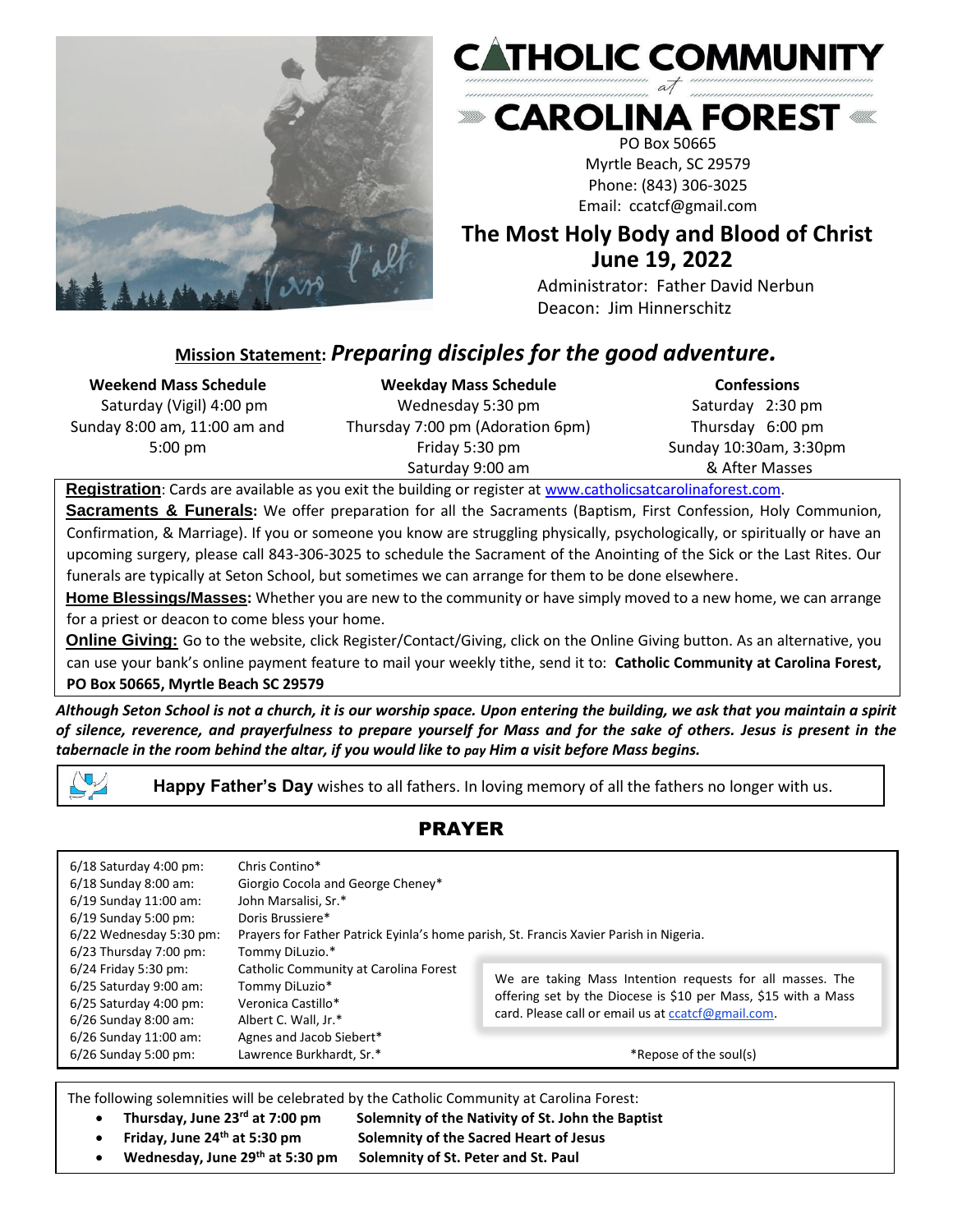# CATHOLIC COMMUNITY *at* CAROLINA FOREST

PO Box 50665
Myrtle Beach, SC 29579
Phone: (843) 306-3025
Email: ccatcf@gmail.com

## The Most Holy Body and Blood of Christ
## June 19, 2022

Administrator: Father David Nerbun
Deacon: Jim Hinnerschitz

**Mission Statement:** ***Preparing disciples for the good adventure.***

**Weekend Mass Schedule**
Saturday (Vigil) 4:00 pm
Sunday 8:00 am, 11:00 am and 5:00 pm

**Weekday Mass Schedule**
Wednesday 5:30 pm
Thursday 7:00 pm (Adoration 6pm)
Friday 5:30 pm
Saturday 9:00 am

**Confessions**
Saturday 2:30 pm
Thursday 6:00 pm
Sunday 10:30am, 3:30pm
& After Masses

**Registration**: Cards are available as you exit the building or register at www.catholicsatcarolinaforest.com.

**Sacraments & Funerals:** We offer preparation for all the Sacraments (Baptism, First Confession, Holy Communion, Confirmation, & Marriage). If you or someone you know are struggling physically, psychologically, or spiritually or have an upcoming surgery, please call 843-306-3025 to schedule the Sacrament of the Anointing of the Sick or the Last Rites. Our funerals are typically at Seton School, but sometimes we can arrange for them to be done elsewhere.

**Home Blessings/Masses:** Whether you are new to the community or have simply moved to a new home, we can arrange for a priest or deacon to come bless your home.

**Online Giving:** Go to the website, click Register/Contact/Giving, click on the Online Giving button. As an alternative, you can use your bank's online payment feature to mail your weekly tithe, send it to: **Catholic Community at Carolina Forest, PO Box 50665, Myrtle Beach SC 29579**

***Although Seton School is not a church, it is our worship space. Upon entering the building, we ask that you maintain a spirit of silence, reverence, and prayerfulness to prepare yourself for Mass and for the sake of others. Jesus is present in the tabernacle in the room behind the altar, if you would like to pay Him a visit before Mass begins.***

**Happy Father's Day** wishes to all fathers. In loving memory of all the fathers no longer with us.

## PRAYER

| | |
|---|---|
| 6/18 Saturday 4:00 pm: | Chris Contino* |
| 6/18 Sunday 8:00 am: | Giorgio Cocola and George Cheney* |
| 6/19 Sunday 11:00 am: | John Marsalisi, Sr.* |
| 6/19 Sunday 5:00 pm: | Doris Brussiere* |
| 6/22 Wednesday 5:30 pm: | Prayers for Father Patrick Eyinla's home parish, St. Francis Xavier Parish in Nigeria. |
| 6/23 Thursday 7:00 pm: | Tommy DiLuzio.* |
| 6/24 Friday 5:30 pm: | Catholic Community at Carolina Forest |
| 6/25 Saturday 9:00 am: | Tommy DiLuzio* |
| 6/25 Saturday 4:00 pm: | Veronica Castillo* |
| 6/26 Sunday 8:00 am: | Albert C. Wall, Jr.* |
| 6/26 Sunday 11:00 am: | Agnes and Jacob Siebert* |
| 6/26 Sunday 5:00 pm: | Lawrence Burkhardt, Sr.* |

We are taking Mass Intention requests for all masses. The offering set by the Diocese is $10 per Mass, $15 with a Mass card. Please call or email us at ccatcf@gmail.com.

*Repose of the soul(s)

The following solemnities will be celebrated by the Catholic Community at Carolina Forest:

- **Thursday, June 23rd at 7:00 pm** **Solemnity of the Nativity of St. John the Baptist**
- **Friday, June 24th at 5:30 pm** **Solemnity of the Sacred Heart of Jesus**
- **Wednesday, June 29th at 5:30 pm** **Solemnity of St. Peter and St. Paul**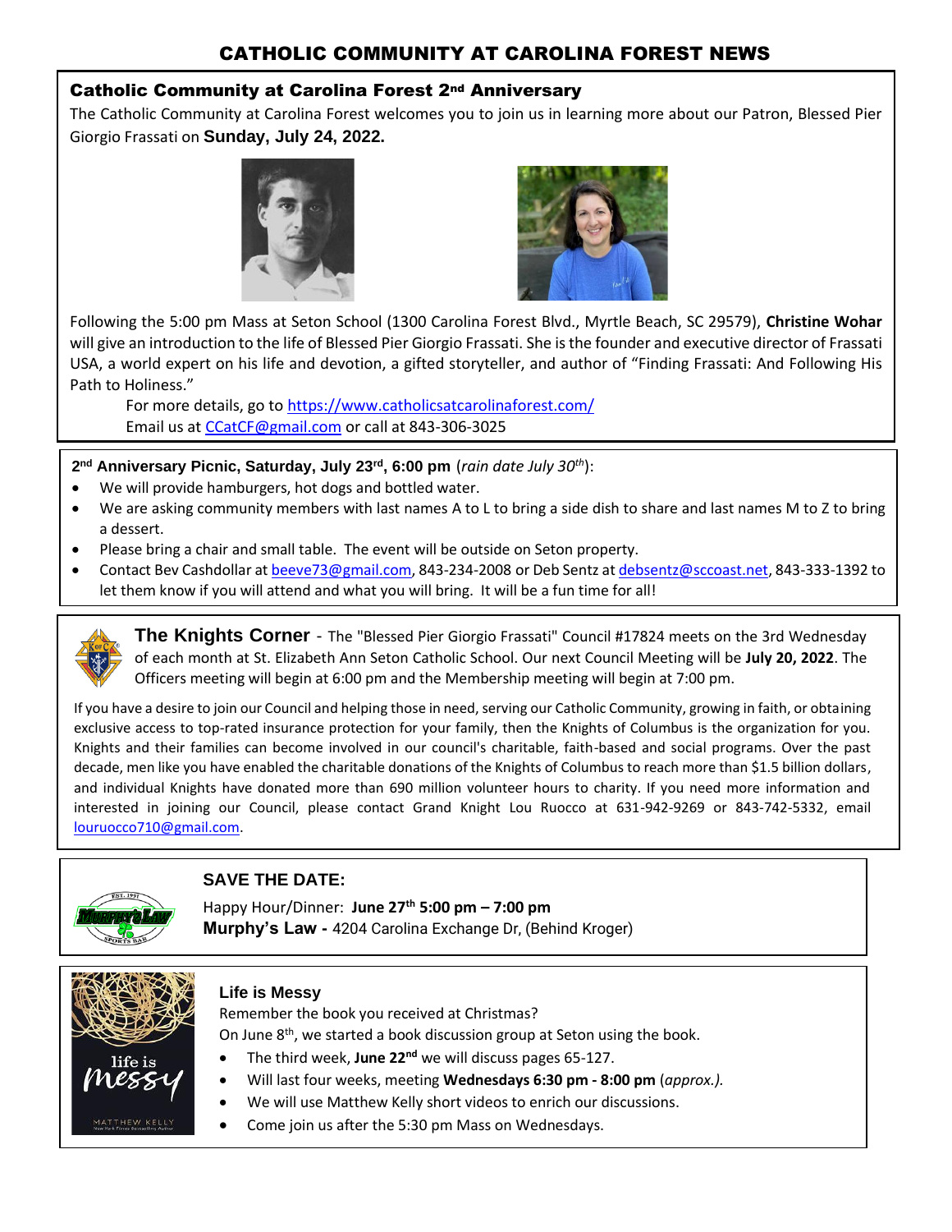# CATHOLIC COMMUNITY AT CAROLINA FOREST NEWS

## Catholic Community at Carolina Forest 2nd Anniversary

The Catholic Community at Carolina Forest welcomes you to join us in learning more about our Patron, Blessed Pier Giorgio Frassati on **Sunday, July 24, 2022.**

Following the 5:00 pm Mass at Seton School (1300 Carolina Forest Blvd., Myrtle Beach, SC 29579), **Christine Wohar** will give an introduction to the life of Blessed Pier Giorgio Frassati. She is the founder and executive director of Frassati USA, a world expert on his life and devotion, a gifted storyteller, and author of "Finding Frassati: And Following His Path to Holiness."

For more details, go to https://www.catholicsatcarolinaforest.com/
Email us at CCatCF@gmail.com or call at 843-306-3025

**2nd Anniversary Picnic, Saturday, July 23rd, 6:00 pm** (*rain date July 30th*):

- We will provide hamburgers, hot dogs and bottled water.
- We are asking community members with last names A to L to bring a side dish to share and last names M to Z to bring a dessert.
- Please bring a chair and small table. The event will be outside on Seton property.
- Contact Bev Cashdollar at beeve73@gmail.com, 843-234-2008 or Deb Sentz at debsentz@sccoast.net, 843-333-1392 to let them know if you will attend and what you will bring. It will be a fun time for all!

**The Knights Corner** - The "Blessed Pier Giorgio Frassati" Council #17824 meets on the 3rd Wednesday of each month at St. Elizabeth Ann Seton Catholic School. Our next Council Meeting will be **July 20, 2022**. The Officers meeting will begin at 6:00 pm and the Membership meeting will begin at 7:00 pm.

If you have a desire to join our Council and helping those in need, serving our Catholic Community, growing in faith, or obtaining exclusive access to top-rated insurance protection for your family, then the Knights of Columbus is the organization for you. Knights and their families can become involved in our council's charitable, faith-based and social programs. Over the past decade, men like you have enabled the charitable donations of the Knights of Columbus to reach more than $1.5 billion dollars, and individual Knights have donated more than 690 million volunteer hours to charity. If you need more information and interested in joining our Council, please contact Grand Knight Lou Ruocco at 631-942-9269 or 843-742-5332, email louruocco710@gmail.com.

**SAVE THE DATE:**

Happy Hour/Dinner: **June 27th 5:00 pm – 7:00 pm**
**Murphy's Law -** 4204 Carolina Exchange Dr, (Behind Kroger)

**Life is Messy**

Remember the book you received at Christmas?
On June 8th, we started a book discussion group at Seton using the book.

- The third week, **June 22nd** we will discuss pages 65-127.
- Will last four weeks, meeting **Wednesdays 6:30 pm - 8:00 pm** (*approx.).*
- We will use Matthew Kelly short videos to enrich our discussions.
- Come join us after the 5:30 pm Mass on Wednesdays.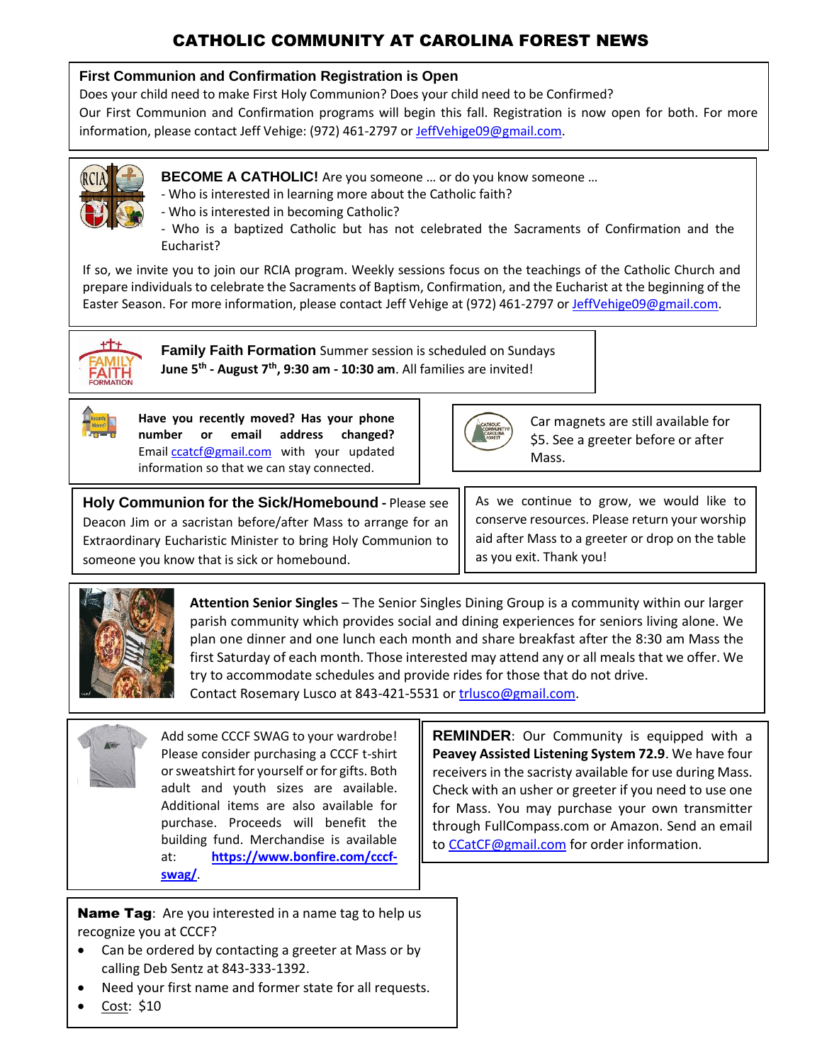# CATHOLIC COMMUNITY AT CAROLINA FOREST NEWS

## First Communion and Confirmation Registration is Open

Does your child need to make First Holy Communion? Does your child need to be Confirmed?
Our First Communion and Confirmation programs will begin this fall. Registration is now open for both. For more information, please contact Jeff Vehige: (972) 461-2797 or JeffVehige09@gmail.com.

**BECOME A CATHOLIC!** Are you someone … or do you know someone …

- Who is interested in learning more about the Catholic faith?
- Who is interested in becoming Catholic?
- Who is a baptized Catholic but has not celebrated the Sacraments of Confirmation and the Eucharist?

If so, we invite you to join our RCIA program. Weekly sessions focus on the teachings of the Catholic Church and prepare individuals to celebrate the Sacraments of Baptism, Confirmation, and the Eucharist at the beginning of the Easter Season. For more information, please contact Jeff Vehige at (972) 461-2797 or JeffVehige09@gmail.com.

**Family Faith Formation** Summer session is scheduled on Sundays **June 5th - August 7th, 9:30 am - 10:30 am**. All families are invited!

**Have you recently moved? Has your phone number or email address changed?** Email ccatcf@gmail.com with your updated information so that we can stay connected.

Car magnets are still available for $5. See a greeter before or after Mass.

**Holy Communion for the Sick/Homebound -** Please see Deacon Jim or a sacristan before/after Mass to arrange for an Extraordinary Eucharistic Minister to bring Holy Communion to someone you know that is sick or homebound.

As we continue to grow, we would like to conserve resources. Please return your worship aid after Mass to a greeter or drop on the table as you exit. Thank you!

**Attention Senior Singles** – The Senior Singles Dining Group is a community within our larger parish community which provides social and dining experiences for seniors living alone. We plan one dinner and one lunch each month and share breakfast after the 8:30 am Mass the first Saturday of each month. Those interested may attend any or all meals that we offer. We try to accommodate schedules and provide rides for those that do not drive.
Contact Rosemary Lusco at 843-421-5531 or trlusco@gmail.com.

Add some CCCF SWAG to your wardrobe! Please consider purchasing a CCCF t-shirt or sweatshirt for yourself or for gifts. Both adult and youth sizes are available. Additional items are also available for purchase. Proceeds will benefit the building fund. Merchandise is available at: **https://www.bonfire.com/cccf-swag/**.

**REMINDER**: Our Community is equipped with a **Peavey Assisted Listening System 72.9**. We have four receivers in the sacristy available for use during Mass. Check with an usher or greeter if you need to use one for Mass. You may purchase your own transmitter through FullCompass.com or Amazon. Send an email to CCatCF@gmail.com for order information.

**Name Tag**: Are you interested in a name tag to help us recognize you at CCCF?

- Can be ordered by contacting a greeter at Mass or by calling Deb Sentz at 843-333-1392.
- Need your first name and former state for all requests.
- Cost: $10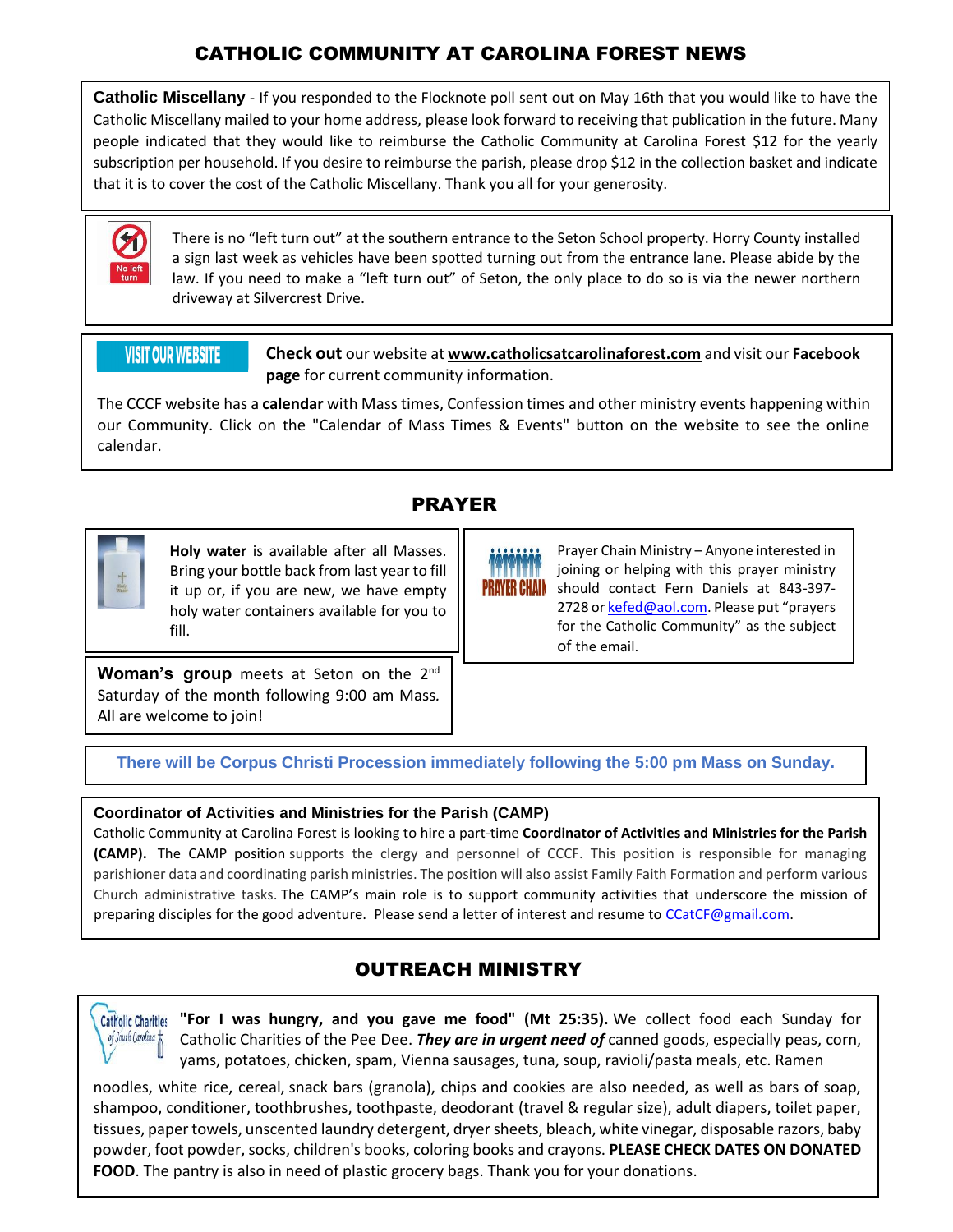# CATHOLIC COMMUNITY AT CAROLINA FOREST NEWS

**Catholic Miscellany** - If you responded to the Flocknote poll sent out on May 16th that you would like to have the Catholic Miscellany mailed to your home address, please look forward to receiving that publication in the future. Many people indicated that they would like to reimburse the Catholic Community at Carolina Forest $12 for the yearly subscription per household. If you desire to reimburse the parish, please drop $12 in the collection basket and indicate that it is to cover the cost of the Catholic Miscellany. Thank you all for your generosity.

There is no "left turn out" at the southern entrance to the Seton School property. Horry County installed a sign last week as vehicles have been spotted turning out from the entrance lane. Please abide by the law. If you need to make a "left turn out" of Seton, the only place to do so is via the newer northern driveway at Silvercrest Drive.

VISIT OUR WEBSITE

**Check out** our website at **www.catholicsatcarolinaforest.com** and visit our **Facebook page** for current community information.

The CCCF website has a **calendar** with Mass times, Confession times and other ministry events happening within our Community. Click on the "Calendar of Mass Times & Events" button on the website to see the online calendar.

## PRAYER

**Holy water** is available after all Masses. Bring your bottle back from last year to fill it up or, if you are new, we have empty holy water containers available for you to fill.

Prayer Chain Ministry – Anyone interested in joining or helping with this prayer ministry should contact Fern Daniels at 843-397-2728 or kefed@aol.com. Please put "prayers for the Catholic Community" as the subject of the email.

**Woman's group** meets at Seton on the 2nd Saturday of the month following 9:00 am Mass. All are welcome to join!

**There will be Corpus Christi Procession immediately following the 5:00 pm Mass on Sunday.**

**Coordinator of Activities and Ministries for the Parish (CAMP)**

Catholic Community at Carolina Forest is looking to hire a part-time **Coordinator of Activities and Ministries for the Parish (CAMP).** The CAMP position supports the clergy and personnel of CCCF. This position is responsible for managing parishioner data and coordinating parish ministries. The position will also assist Family Faith Formation and perform various Church administrative tasks. The CAMP's main role is to support community activities that underscore the mission of preparing disciples for the good adventure. Please send a letter of interest and resume to CCatCF@gmail.com.

## OUTREACH MINISTRY

**"For I was hungry, and you gave me food" (Mt 25:35).** We collect food each Sunday for Catholic Charities of the Pee Dee. ***They are in urgent need of*** canned goods, especially peas, corn, yams, potatoes, chicken, spam, Vienna sausages, tuna, soup, ravioli/pasta meals, etc. Ramen noodles, white rice, cereal, snack bars (granola), chips and cookies are also needed, as well as bars of soap, shampoo, conditioner, toothbrushes, toothpaste, deodorant (travel & regular size), adult diapers, toilet paper, tissues, paper towels, unscented laundry detergent, dryer sheets, bleach, white vinegar, disposable razors, baby powder, foot powder, socks, children's books, coloring books and crayons. **PLEASE CHECK DATES ON DONATED FOOD**. The pantry is also in need of plastic grocery bags. Thank you for your donations.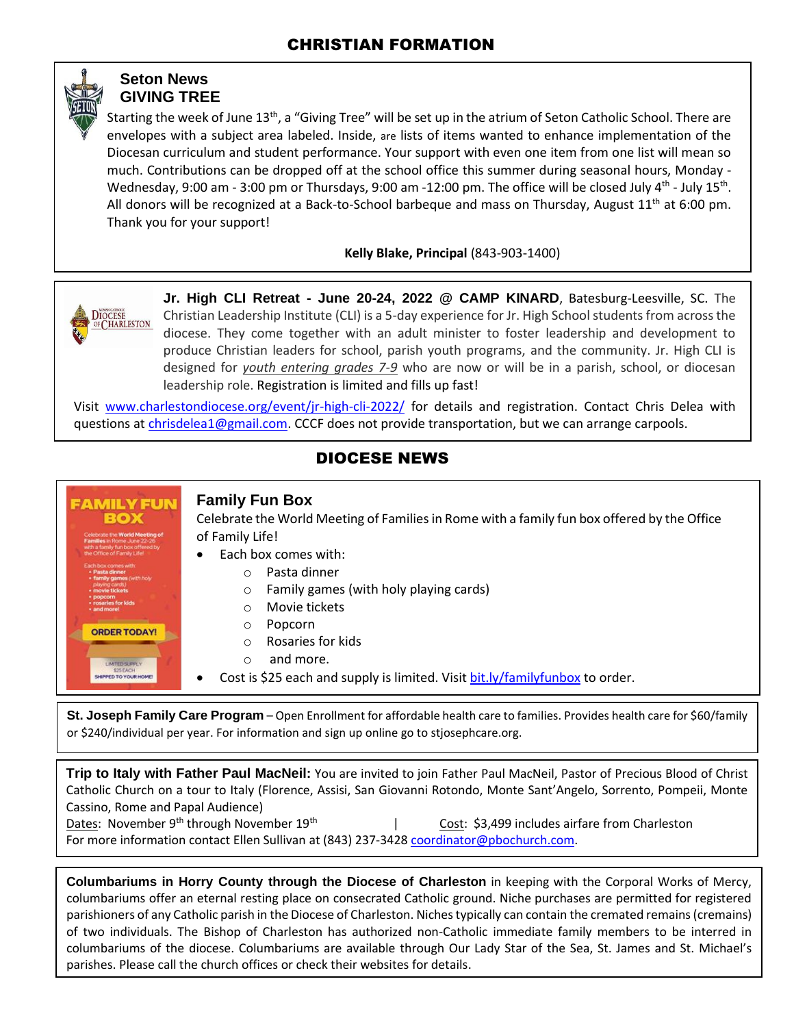# CHRISTIAN FORMATION

## Seton News
## GIVING TREE

Starting the week of June 13th, a "Giving Tree" will be set up in the atrium of Seton Catholic School. There are envelopes with a subject area labeled. Inside, are lists of items wanted to enhance implementation of the Diocesan curriculum and student performance. Your support with even one item from one list will mean so much. Contributions can be dropped off at the school office this summer during seasonal hours, Monday - Wednesday, 9:00 am - 3:00 pm or Thursdays, 9:00 am -12:00 pm. The office will be closed July 4th - July 15th. All donors will be recognized at a Back-to-School barbeque and mass on Thursday, August 11th at 6:00 pm. Thank you for your support!

**Kelly Blake, Principal** (843-903-1400)

---

**Jr. High CLI Retreat - June 20-24, 2022 @ CAMP KINARD**, Batesburg-Leesville, SC. The Christian Leadership Institute (CLI) is a 5-day experience for Jr. High School students from across the diocese. They come together with an adult minister to foster leadership and development to produce Christian leaders for school, parish youth programs, and the community. Jr. High CLI is designed for *youth entering grades 7-9* who are now or will be in a parish, school, or diocesan leadership role. Registration is limited and fills up fast!

Visit www.charlestondiocese.org/event/jr-high-cli-2022/ for details and registration. Contact Chris Delea with questions at chrisdelea1@gmail.com. CCCF does not provide transportation, but we can arrange carpools.

# DIOCESE NEWS

## Family Fun Box

Celebrate the World Meeting of Families in Rome with a family fun box offered by the Office of Family Life!

- Each box comes with:
  - Pasta dinner
  - Family games (with holy playing cards)
  - Movie tickets
  - Popcorn
  - Rosaries for kids
  - and more.
- Cost is $25 each and supply is limited. Visit bit.ly/familyfunbox to order.

---

**St. Joseph Family Care Program** – Open Enrollment for affordable health care to families. Provides health care for $60/family or $240/individual per year. For information and sign up online go to stjosephcare.org.

---

**Trip to Italy with Father Paul MacNeil:** You are invited to join Father Paul MacNeil, Pastor of Precious Blood of Christ Catholic Church on a tour to Italy (Florence, Assisi, San Giovanni Rotondo, Monte Sant'Angelo, Sorrento, Pompeii, Monte Cassino, Rome and Papal Audience)

Dates: November 9th through November 19th | Cost: $3,499 includes airfare from Charleston

For more information contact Ellen Sullivan at (843) 237-3428 coordinator@pbochurch.com.

---

**Columbariums in Horry County through the Diocese of Charleston** in keeping with the Corporal Works of Mercy, columbariums offer an eternal resting place on consecrated Catholic ground. Niche purchases are permitted for registered parishioners of any Catholic parish in the Diocese of Charleston. Niches typically can contain the cremated remains (cremains) of two individuals. The Bishop of Charleston has authorized non-Catholic immediate family members to be interred in columbariums of the diocese. Columbariums are available through Our Lady Star of the Sea, St. James and St. Michael's parishes. Please call the church offices or check their websites for details.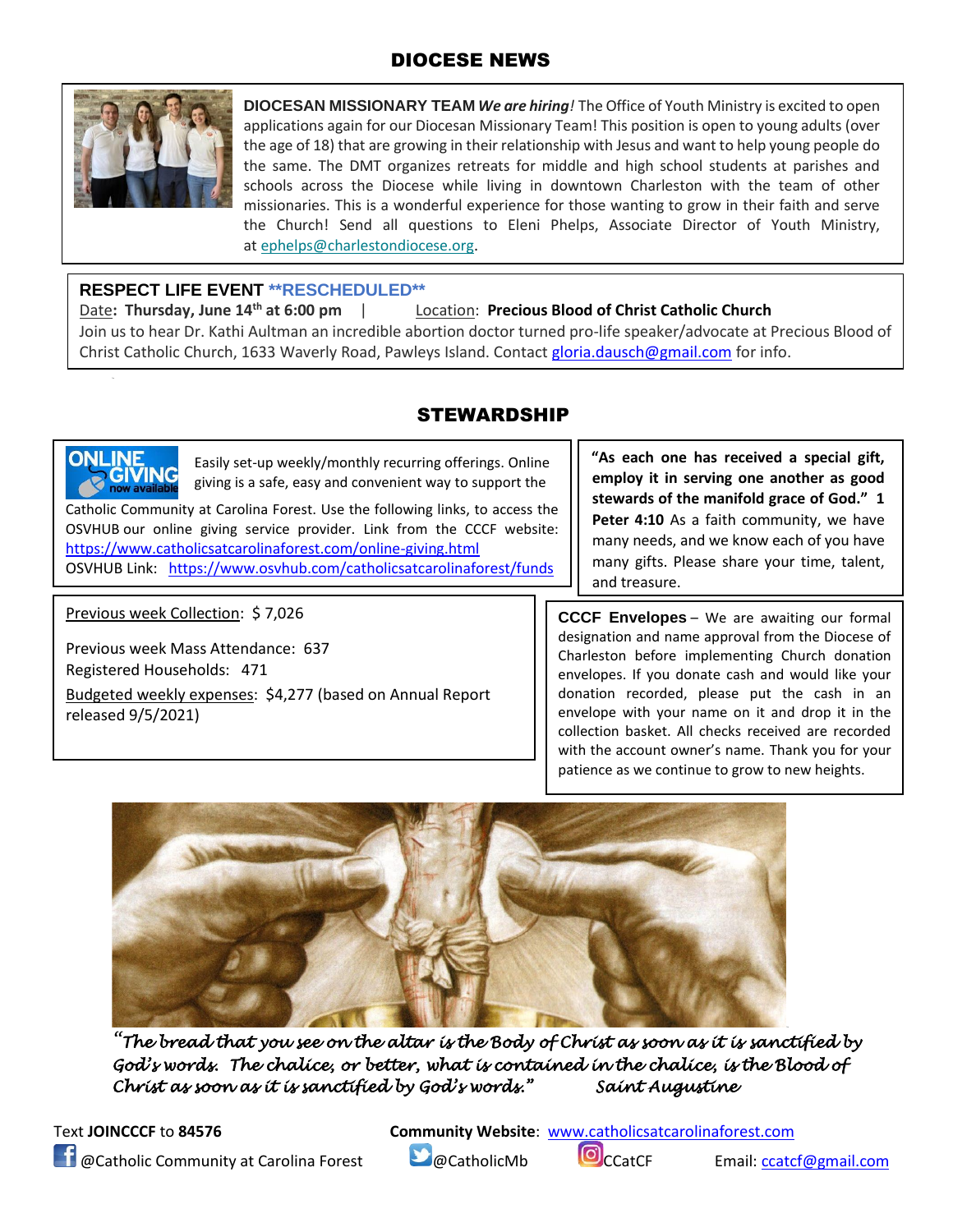## DIOCESE NEWS

**DIOCESAN MISSIONARY TEAM** ***We are hiring!*** The Office of Youth Ministry is excited to open applications again for our Diocesan Missionary Team! This position is open to young adults (over the age of 18) that are growing in their relationship with Jesus and want to help young people do the same. The DMT organizes retreats for middle and high school students at parishes and schools across the Diocese while living in downtown Charleston with the team of other missionaries. This is a wonderful experience for those wanting to grow in their faith and serve the Church! Send all questions to Eleni Phelps, Associate Director of Youth Ministry, at ephelps@charlestondiocese.org.

**RESPECT LIFE EVENT** ****RESCHEDULED****
Date**: Thursday, June 14th at 6:00 pm** | Location: **Precious Blood of Christ Catholic Church**
Join us to hear Dr. Kathi Aultman an incredible abortion doctor turned pro-life speaker/advocate at Precious Blood of Christ Catholic Church, 1633 Waverly Road, Pawleys Island. Contact gloria.dausch@gmail.com for info.

## STEWARDSHIP

**ONLINE GIVING now available** Easily set-up weekly/monthly recurring offerings. Online giving is a safe, easy and convenient way to support the Catholic Community at Carolina Forest. Use the following links, to access the OSVHUB our online giving service provider. Link from the CCCF website: https://www.catholicsatcarolinaforest.com/online-giving.html
OSVHUB Link: https://www.osvhub.com/catholicsatcarolinaforest/funds

**"As each one has received a special gift, employ it in serving one another as good stewards of the manifold grace of God." 1 Peter 4:10** As a faith community, we have many needs, and we know each of you have many gifts. Please share your time, talent, and treasure.

Previous week Collection: $ 7,026

Previous week Mass Attendance: 637
Registered Households: 471

Budgeted weekly expenses: $4,277 (based on Annual Report released 9/5/2021)

**CCCF Envelopes** – We are awaiting our formal designation and name approval from the Diocese of Charleston before implementing Church donation envelopes. If you donate cash and would like your donation recorded, please put the cash in an envelope with your name on it and drop it in the collection basket. All checks received are recorded with the account owner's name. Thank you for your patience as we continue to grow to new heights.

*"The bread that you see on the altar is the Body of Christ as soon as it is sanctified by God's words. The chalice, or better, what is contained in the chalice, is the Blood of Christ as soon as it is sanctified by God's words."* *Saint Augustine*

Text **JOINCCCF** to **84576** **Community Website**: www.catholicsatcarolinaforest.com

@Catholic Community at Carolina Forest @CatholicMb CCatCF Email: ccatcf@gmail.com